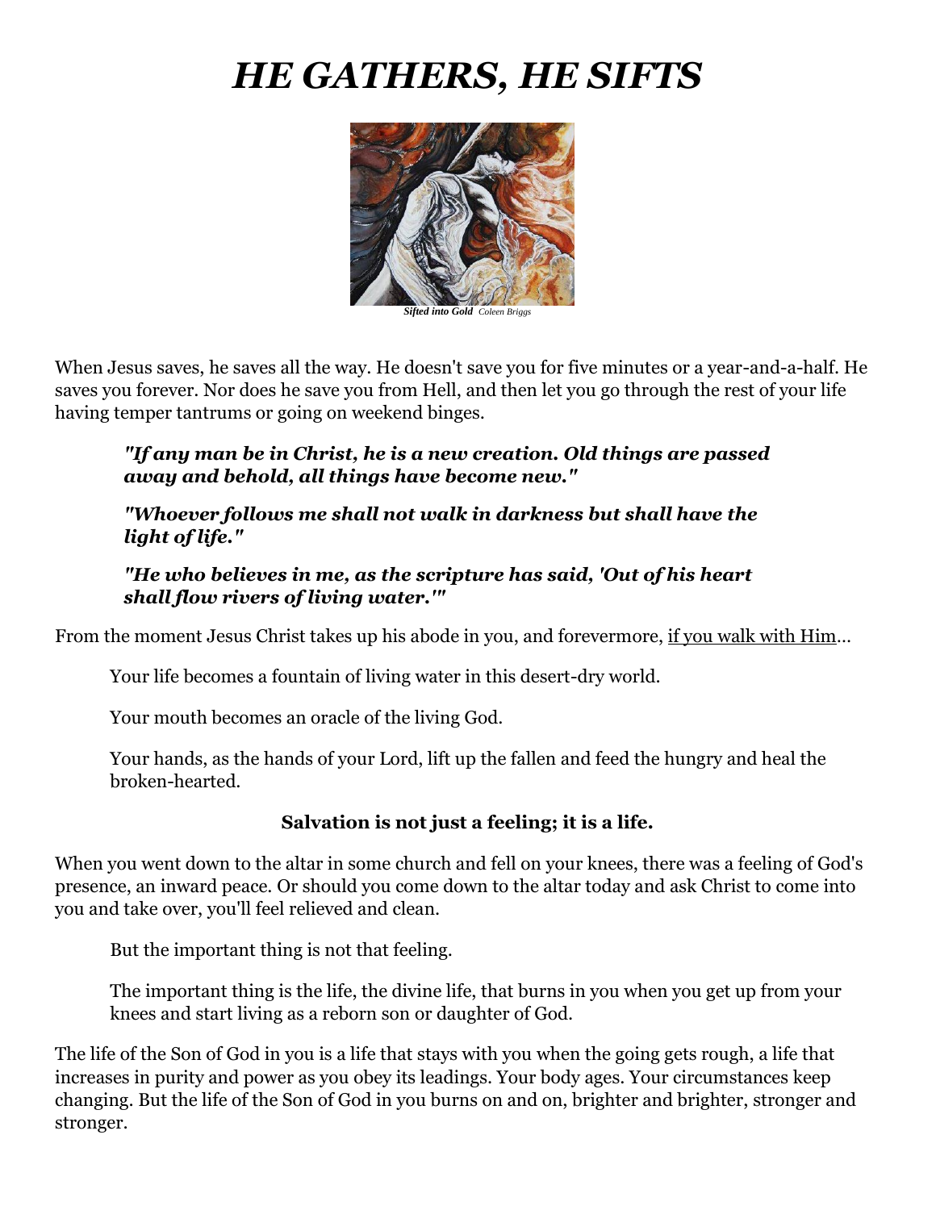# *HE GATHERS, HE SIFTS*

***Sifted into Gold*** *Coleen Briggs*

When Jesus saves, he saves all the way. He doesn't save you for five minutes or a year-and-a-half. He saves you forever. Nor does he save you from Hell, and then let you go through the rest of your life having temper tantrums or going on weekend binges.

> ***"If any man be in Christ, he is a new creation. Old things are passed away and behold, all things have become new."***
>
> ***"Whoever follows me shall not walk in darkness but shall have the light of life."***
>
> ***"He who believes in me, as the scripture has said, 'Out of his heart shall flow rivers of living water.'"***

From the moment Jesus Christ takes up his abode in you, and forevermore, <u>if you walk with Him</u>...

> Your life becomes a fountain of living water in this desert-dry world.
>
> Your mouth becomes an oracle of the living God.
>
> Your hands, as the hands of your Lord, lift up the fallen and feed the hungry and heal the broken-hearted.

**Salvation is not just a feeling; it is a life.**

When you went down to the altar in some church and fell on your knees, there was a feeling of God's presence, an inward peace. Or should you come down to the altar today and ask Christ to come into you and take over, you'll feel relieved and clean.

> But the important thing is not that feeling.
>
> The important thing is the life, the divine life, that burns in you when you get up from your knees and start living as a reborn son or daughter of God.

The life of the Son of God in you is a life that stays with you when the going gets rough, a life that increases in purity and power as you obey its leadings. Your body ages. Your circumstances keep changing. But the life of the Son of God in you burns on and on, brighter and brighter, stronger and stronger.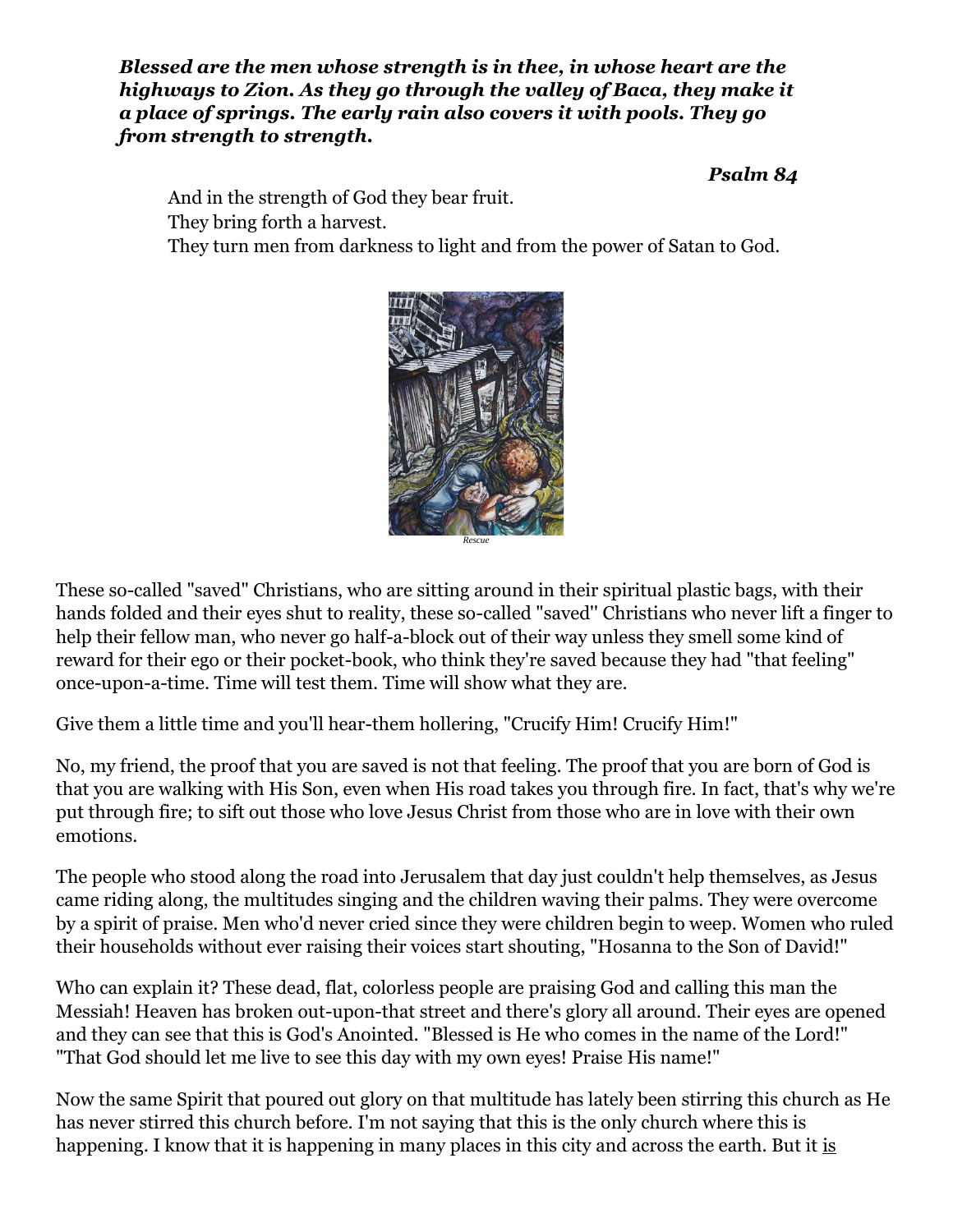***Blessed are the men whose strength is in thee, in whose heart are the highways to Zion. As they go through the valley of Baca, they make it a place of springs. The early rain also covers it with pools. They go from strength to strength.***

***Psalm 84***

And in the strength of God they bear fruit.
They bring forth a harvest.
They turn men from darkness to light and from the power of Satan to God.

*Rescue*

These so-called "saved" Christians, who are sitting around in their spiritual plastic bags, with their hands folded and their eyes shut to reality, these so-called "saved" Christians who never lift a finger to help their fellow man, who never go half-a-block out of their way unless they smell some kind of reward for their ego or their pocket-book, who think they're saved because they had "that feeling" once-upon-a-time. Time will test them. Time will show what they are.

Give them a little time and you'll hear-them hollering, "Crucify Him! Crucify Him!"

No, my friend, the proof that you are saved is not that feeling. The proof that you are born of God is that you are walking with His Son, even when His road takes you through fire. In fact, that's why we're put through fire; to sift out those who love Jesus Christ from those who are in love with their own emotions.

The people who stood along the road into Jerusalem that day just couldn't help themselves, as Jesus came riding along, the multitudes singing and the children waving their palms. They were overcome by a spirit of praise. Men who'd never cried since they were children begin to weep. Women who ruled their households without ever raising their voices start shouting, "Hosanna to the Son of David!"

Who can explain it? These dead, flat, colorless people are praising God and calling this man the Messiah! Heaven has broken out-upon-that street and there's glory all around. Their eyes are opened and they can see that this is God's Anointed. "Blessed is He who comes in the name of the Lord!" "That God should let me live to see this day with my own eyes! Praise His name!"

Now the same Spirit that poured out glory on that multitude has lately been stirring this church as He has never stirred this church before. I'm not saying that this is the only church where this is happening. I know that it is happening in many places in this city and across the earth. But it is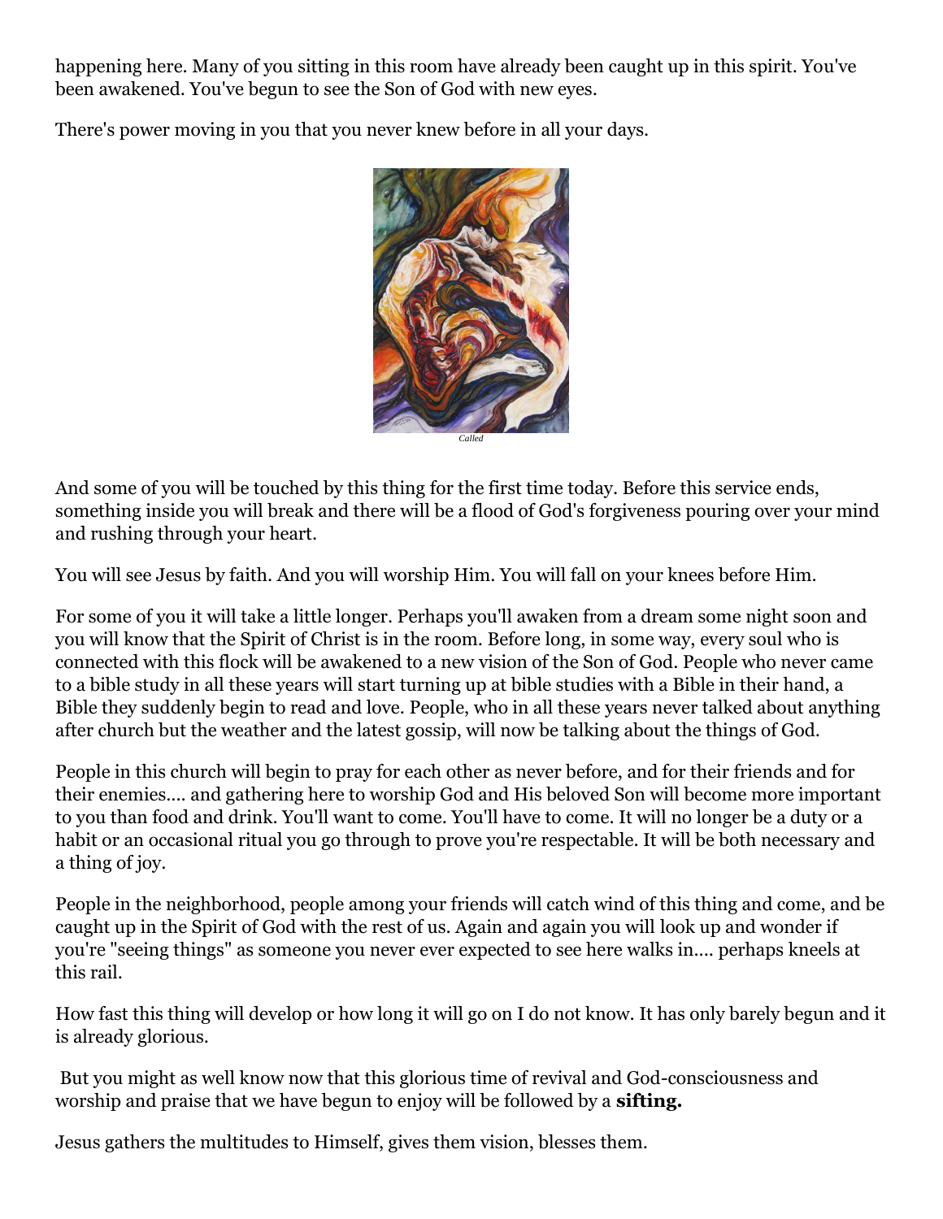happening here. Many of you sitting in this room have already been caught up in this spirit. You've been awakened. You've begun to see the Son of God with new eyes.

There's power moving in you that you never knew before in all your days.

*Called*

And some of you will be touched by this thing for the first time today. Before this service ends, something inside you will break and there will be a flood of God's forgiveness pouring over your mind and rushing through your heart.

You will see Jesus by faith. And you will worship Him. You will fall on your knees before Him.

For some of you it will take a little longer. Perhaps you'll awaken from a dream some night soon and you will know that the Spirit of Christ is in the room. Before long, in some way, every soul who is connected with this flock will be awakened to a new vision of the Son of God. People who never came to a bible study in all these years will start turning up at bible studies with a Bible in their hand, a Bible they suddenly begin to read and love. People, who in all these years never talked about anything after church but the weather and the latest gossip, will now be talking about the things of God.

People in this church will begin to pray for each other as never before, and for their friends and for their enemies.... and gathering here to worship God and His beloved Son will become more important to you than food and drink. You'll want to come. You'll have to come. It will no longer be a duty or a habit or an occasional ritual you go through to prove you're respectable. It will be both necessary and a thing of joy.

People in the neighborhood, people among your friends will catch wind of this thing and come, and be caught up in the Spirit of God with the rest of us. Again and again you will look up and wonder if you're "seeing things" as someone you never ever expected to see here walks in.... perhaps kneels at this rail.

How fast this thing will develop or how long it will go on I do not know. It has only barely begun and it is already glorious.

But you might as well know now that this glorious time of revival and God-consciousness and worship and praise that we have begun to enjoy will be followed by a **sifting.**

Jesus gathers the multitudes to Himself, gives them vision, blesses them.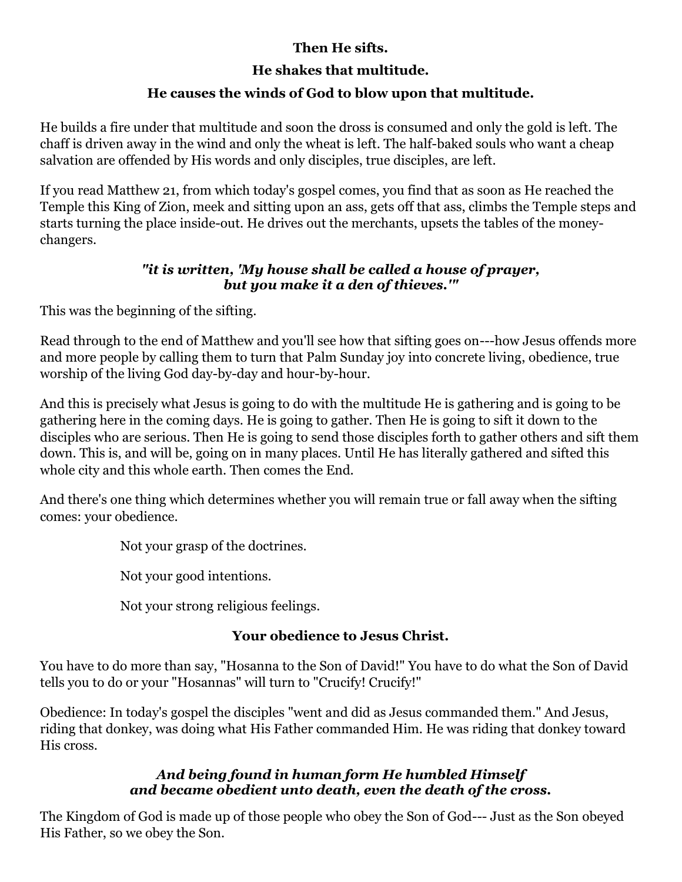**Then He sifts.**

**He shakes that multitude.**

**He causes the winds of God to blow upon that multitude.**

He builds a fire under that multitude and soon the dross is consumed and only the gold is left. The chaff is driven away in the wind and only the wheat is left. The half-baked souls who want a cheap salvation are offended by His words and only disciples, true disciples, are left.

If you read Matthew 21, from which today's gospel comes, you find that as soon as He reached the Temple this King of Zion, meek and sitting upon an ass, gets off that ass, climbs the Temple steps and starts turning the place inside-out. He drives out the merchants, upsets the tables of the money-changers.

***"it is written, 'My house shall be called a house of prayer, but you make it a den of thieves.'"***

This was the beginning of the sifting.

Read through to the end of Matthew and you'll see how that sifting goes on---how Jesus offends more and more people by calling them to turn that Palm Sunday joy into concrete living, obedience, true worship of the living God day-by-day and hour-by-hour.

And this is precisely what Jesus is going to do with the multitude He is gathering and is going to be gathering here in the coming days. He is going to gather. Then He is going to sift it down to the disciples who are serious. Then He is going to send those disciples forth to gather others and sift them down. This is, and will be, going on in many places. Until He has literally gathered and sifted this whole city and this whole earth. Then comes the End.

And there's one thing which determines whether you will remain true or fall away when the sifting comes: your obedience.

Not your grasp of the doctrines.

Not your good intentions.

Not your strong religious feelings.

**Your obedience to Jesus Christ.**

You have to do more than say, "Hosanna to the Son of David!" You have to do what the Son of David tells you to do or your "Hosannas" will turn to "Crucify! Crucify!"

Obedience: In today's gospel the disciples "went and did as Jesus commanded them." And Jesus, riding that donkey, was doing what His Father commanded Him. He was riding that donkey toward His cross.

***And being found in human form He humbled Himself and became obedient unto death, even the death of the cross.***

The Kingdom of God is made up of those people who obey the Son of God--- Just as the Son obeyed His Father, so we obey the Son.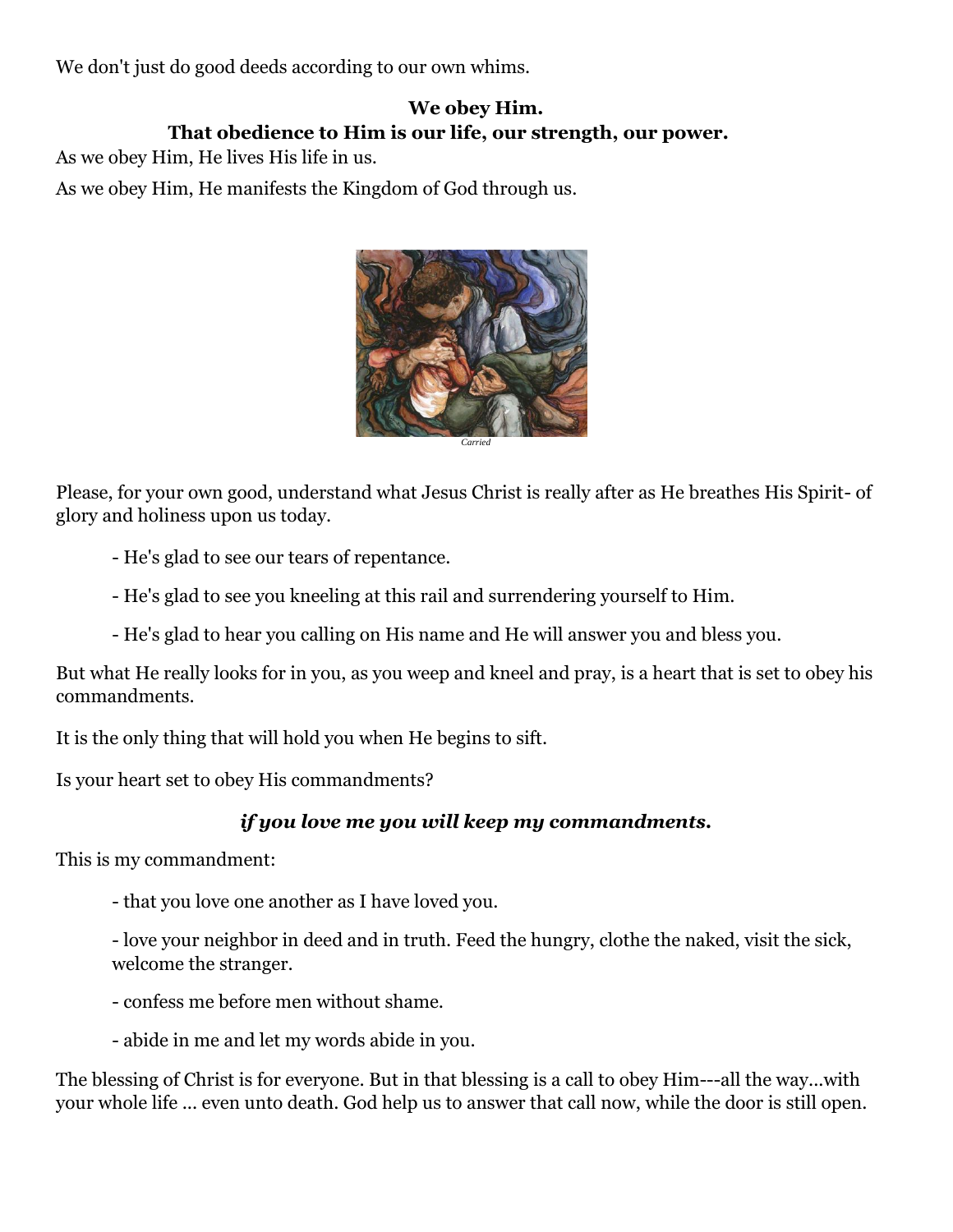We don't just do good deeds according to our own whims.

**We obey Him.**
**That obedience to Him is our life, our strength, our power.**

As we obey Him, He lives His life in us.

As we obey Him, He manifests the Kingdom of God through us.

*Carried*

Please, for your own good, understand what Jesus Christ is really after as He breathes His Spirit- of glory and holiness upon us today.

- He's glad to see our tears of repentance.
- He's glad to see you kneeling at this rail and surrendering yourself to Him.
- He's glad to hear you calling on His name and He will answer you and bless you.

But what He really looks for in you, as you weep and kneel and pray, is a heart that is set to obey his commandments.

It is the only thing that will hold you when He begins to sift.

Is your heart set to obey His commandments?

***if you love me you will keep my commandments.***

This is my commandment:

- that you love one another as I have loved you.
- love your neighbor in deed and in truth. Feed the hungry, clothe the naked, visit the sick, welcome the stranger.
- confess me before men without shame.
- abide in me and let my words abide in you.

The blessing of Christ is for everyone. But in that blessing is a call to obey Him---all the way...with your whole life ... even unto death. God help us to answer that call now, while the door is still open.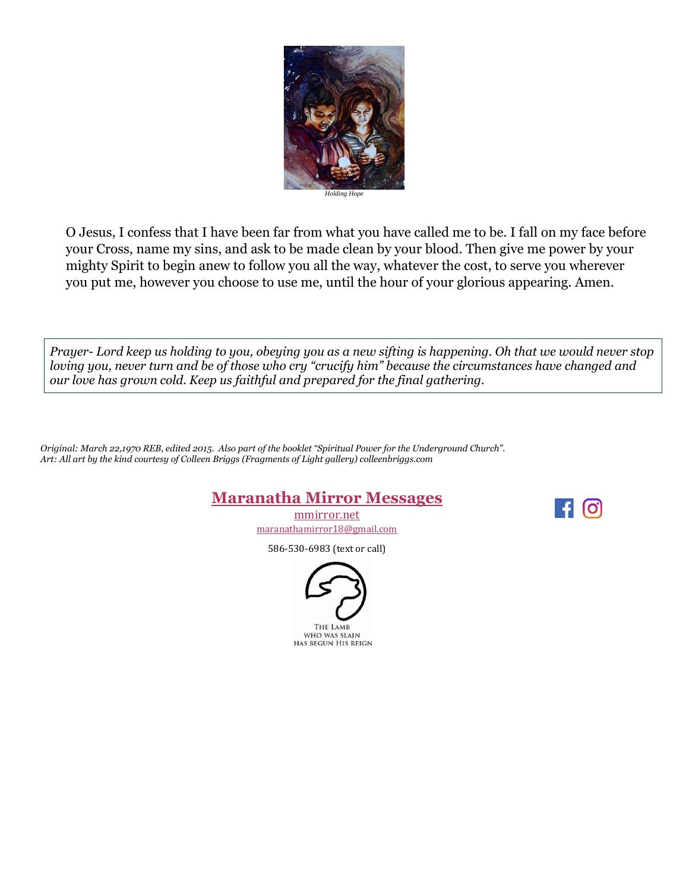Holding Hope

O Jesus, I confess that I have been far from what you have called me to be. I fall on my face before your Cross, name my sins, and ask to be made clean by your blood. Then give me power by your mighty Spirit to begin anew to follow you all the way, whatever the cost, to serve you wherever you put me, however you choose to use me, until the hour of your glorious appearing. Amen.

*Prayer- Lord keep us holding to you, obeying you as a new sifting is happening. Oh that we would never stop loving you, never turn and be of those who cry "crucify him" because the circumstances have changed and our love has grown cold. Keep us faithful and prepared for the final gathering.*

*Original: March 22,1970 REB, edited 2015. Also part of the booklet "Spiritual Power for the Underground Church".*
*Art: All art by the kind courtesy of Colleen Briggs (Fragments of Light gallery) colleenbriggs.com*

**Maranatha Mirror Messages**

mmirror.net

maranathamirror18@gmail.com

586-530-6983 (text or call)

THE LAMB WHO WAS SLAIN HAS BEGUN HIS REIGN